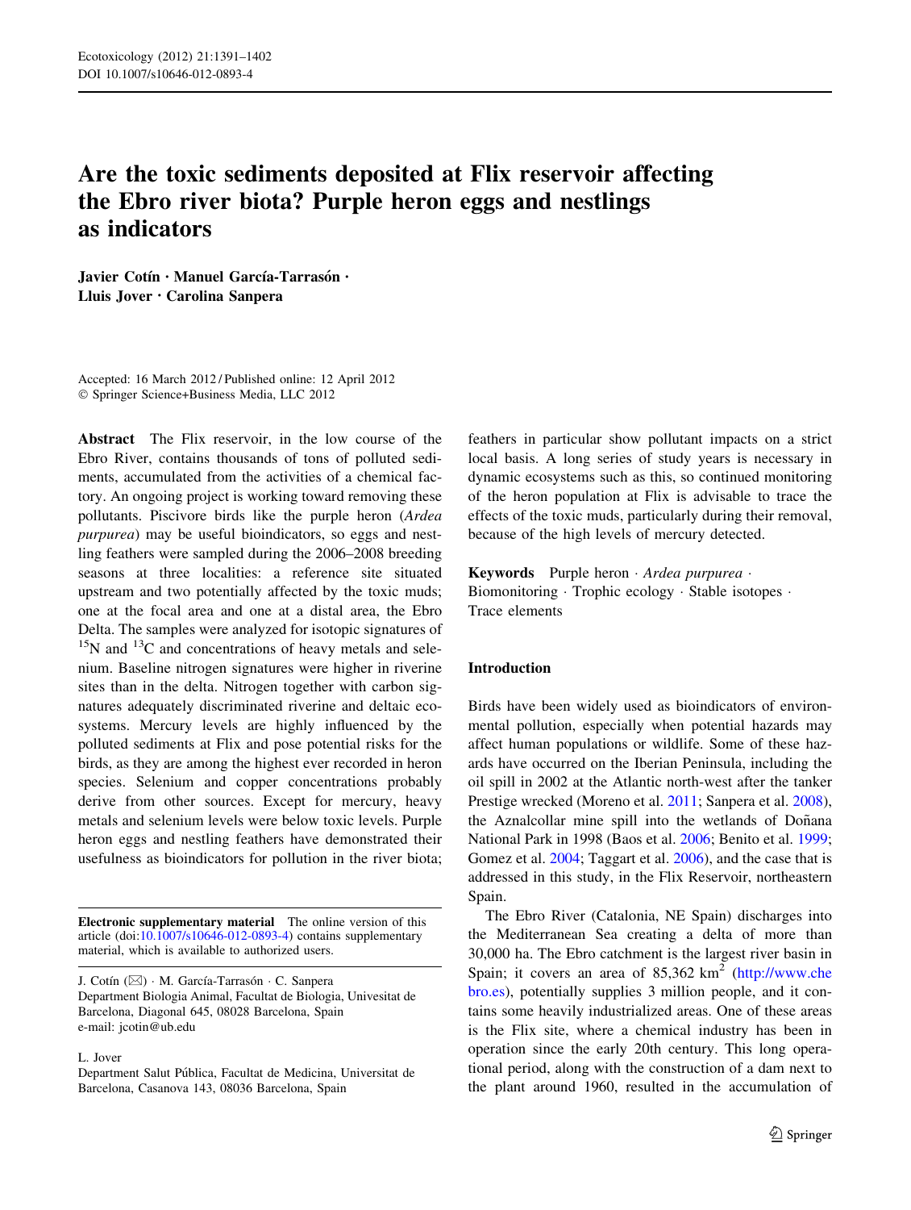# Are the toxic sediments deposited at Flix reservoir affecting the Ebro river biota? Purple heron eggs and nestlings as indicators

**Javier Cotín · Manuel García-Tarrasón · Lluis Jover · Carolina Sanpera**

Accepted: 16 March 2012 / Published online: 12 April 2012
© Springer Science+Business Media, LLC 2012

**Abstract** The Flix reservoir, in the low course of the Ebro River, contains thousands of tons of polluted sediments, accumulated from the activities of a chemical factory. An ongoing project is working toward removing these pollutants. Piscivore birds like the purple heron (*Ardea purpurea*) may be useful bioindicators, so eggs and nestling feathers were sampled during the 2006–2008 breeding seasons at three localities: a reference site situated upstream and two potentially affected by the toxic muds; one at the focal area and one at a distal area, the Ebro Delta. The samples were analyzed for isotopic signatures of $^{15}N$ and $^{13}C$ and concentrations of heavy metals and selenium. Baseline nitrogen signatures were higher in riverine sites than in the delta. Nitrogen together with carbon signatures adequately discriminated riverine and deltaic ecosystems. Mercury levels are highly influenced by the polluted sediments at Flix and pose potential risks for the birds, as they are among the highest ever recorded in heron species. Selenium and copper concentrations probably derive from other sources. Except for mercury, heavy metals and selenium levels were below toxic levels. Purple heron eggs and nestling feathers have demonstrated their usefulness as bioindicators for pollution in the river biota; feathers in particular show pollutant impacts on a strict local basis. A long series of study years is necessary in dynamic ecosystems such as this, so continued monitoring of the heron population at Flix is advisable to trace the effects of the toxic muds, particularly during their removal, because of the high levels of mercury detected.

**Keywords** Purple heron · *Ardea purpurea* · Biomonitoring · Trophic ecology · Stable isotopes · Trace elements

**Electronic supplementary material** The online version of this article (doi:10.1007/s10646-012-0893-4) contains supplementary material, which is available to authorized users.

J. Cotín (✉) · M. García-Tarrasón · C. Sanpera
Department Biologia Animal, Facultat de Biologia, Univesitat de Barcelona, Diagonal 645, 08028 Barcelona, Spain
e-mail: jcotin@ub.edu

L. Jover
Department Salut Pública, Facultat de Medicina, Universitat de Barcelona, Casanova 143, 08036 Barcelona, Spain

## Introduction

Birds have been widely used as bioindicators of environmental pollution, especially when potential hazards may affect human populations or wildlife. Some of these hazards have occurred on the Iberian Peninsula, including the oil spill in 2002 at the Atlantic north-west after the tanker Prestige wrecked (Moreno et al. 2011; Sanpera et al. 2008), the Aznalcollar mine spill into the wetlands of Doñana National Park in 1998 (Baos et al. 2006; Benito et al. 1999; Gomez et al. 2004; Taggart et al. 2006), and the case that is addressed in this study, in the Flix Reservoir, northeastern Spain.

The Ebro River (Catalonia, NE Spain) discharges into the Mediterranean Sea creating a delta of more than 30,000 ha. The Ebro catchment is the largest river basin in Spain; it covers an area of 85,362 km$^2$ (http://www.chebro.es), potentially supplies 3 million people, and it contains some heavily industrialized areas. One of these areas is the Flix site, where a chemical industry has been in operation since the early 20th century. This long operational period, along with the construction of a dam next to the plant around 1960, resulted in the accumulation of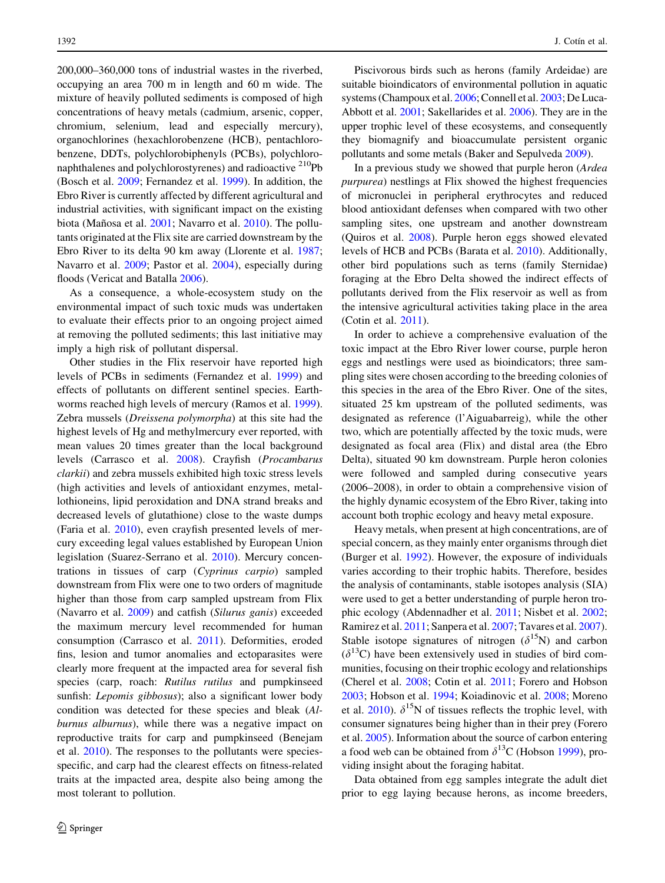200,000–360,000 tons of industrial wastes in the riverbed, occupying an area 700 m in length and 60 m wide. The mixture of heavily polluted sediments is composed of high concentrations of heavy metals (cadmium, arsenic, copper, chromium, selenium, lead and especially mercury), organochlorines (hexachlorobenzene (HCB), pentachlorobenzene, DDTs, polychlorobiphenyls (PCBs), polychloronaphthalenes and polychlorostyrenes) and radioactive $^{210}$Pb (Bosch et al. 2009; Fernandez et al. 1999). In addition, the Ebro River is currently affected by different agricultural and industrial activities, with significant impact on the existing biota (Mañosa et al. 2001; Navarro et al. 2010). The pollutants originated at the Flix site are carried downstream by the Ebro River to its delta 90 km away (Llorente et al. 1987; Navarro et al. 2009; Pastor et al. 2004), especially during floods (Vericat and Batalla 2006).

As a consequence, a whole-ecosystem study on the environmental impact of such toxic muds was undertaken to evaluate their effects prior to an ongoing project aimed at removing the polluted sediments; this last initiative may imply a high risk of pollutant dispersal.

Other studies in the Flix reservoir have reported high levels of PCBs in sediments (Fernandez et al. 1999) and effects of pollutants on different sentinel species. Earthworms reached high levels of mercury (Ramos et al. 1999). Zebra mussels (*Dreissena polymorpha*) at this site had the highest levels of Hg and methylmercury ever reported, with mean values 20 times greater than the local background levels (Carrasco et al. 2008). Crayfish (*Procambarus clarkii*) and zebra mussels exhibited high toxic stress levels (high activities and levels of antioxidant enzymes, metallothioneins, lipid peroxidation and DNA strand breaks and decreased levels of glutathione) close to the waste dumps (Faria et al. 2010), even crayfish presented levels of mercury exceeding legal values established by European Union legislation (Suarez-Serrano et al. 2010). Mercury concentrations in tissues of carp (*Cyprinus carpio*) sampled downstream from Flix were one to two orders of magnitude higher than those from carp sampled upstream from Flix (Navarro et al. 2009) and catfish (*Silurus ganis*) exceeded the maximum mercury level recommended for human consumption (Carrasco et al. 2011). Deformities, eroded fins, lesion and tumor anomalies and ectoparasites were clearly more frequent at the impacted area for several fish species (carp, roach: *Rutilus rutilus* and pumpkinseed sunfish: *Lepomis gibbosus*); also a significant lower body condition was detected for these species and bleak (*Alburnus alburnus*), while there was a negative impact on reproductive traits for carp and pumpkinseed (Benejam et al. 2010). The responses to the pollutants were species-specific, and carp had the clearest effects on fitness-related traits at the impacted area, despite also being among the most tolerant to pollution.

Piscivorous birds such as herons (family Ardeidae) are suitable bioindicators of environmental pollution in aquatic systems (Champoux et al. 2006; Connell et al. 2003; De Luca-Abbott et al. 2001; Sakellarides et al. 2006). They are in the upper trophic level of these ecosystems, and consequently they biomagnify and bioaccumulate persistent organic pollutants and some metals (Baker and Sepulveda 2009).

In a previous study we showed that purple heron (*Ardea purpurea*) nestlings at Flix showed the highest frequencies of micronuclei in peripheral erythrocytes and reduced blood antioxidant defenses when compared with two other sampling sites, one upstream and another downstream (Quiros et al. 2008). Purple heron eggs showed elevated levels of HCB and PCBs (Barata et al. 2010). Additionally, other bird populations such as terns (family Sternidae) foraging at the Ebro Delta showed the indirect effects of pollutants derived from the Flix reservoir as well as from the intensive agricultural activities taking place in the area (Cotin et al. 2011).

In order to achieve a comprehensive evaluation of the toxic impact at the Ebro River lower course, purple heron eggs and nestlings were used as bioindicators; three sampling sites were chosen according to the breeding colonies of this species in the area of the Ebro River. One of the sites, situated 25 km upstream of the polluted sediments, was designated as reference (l'Aiguabarreig), while the other two, which are potentially affected by the toxic muds, were designated as focal area (Flix) and distal area (the Ebro Delta), situated 90 km downstream. Purple heron colonies were followed and sampled during consecutive years (2006–2008), in order to obtain a comprehensive vision of the highly dynamic ecosystem of the Ebro River, taking into account both trophic ecology and heavy metal exposure.

Heavy metals, when present at high concentrations, are of special concern, as they mainly enter organisms through diet (Burger et al. 1992). However, the exposure of individuals varies according to their trophic habits. Therefore, besides the analysis of contaminants, stable isotopes analysis (SIA) were used to get a better understanding of purple heron trophic ecology (Abdennadher et al. 2011; Nisbet et al. 2002; Ramirez et al. 2011; Sanpera et al. 2007; Tavares et al. 2007). Stable isotope signatures of nitrogen ($\delta^{15}$N) and carbon ($\delta^{13}$C) have been extensively used in studies of bird communities, focusing on their trophic ecology and relationships (Cherel et al. 2008; Cotin et al. 2011; Forero and Hobson 2003; Hobson et al. 1994; Koiadinovic et al. 2008; Moreno et al. 2010). $\delta^{15}$N of tissues reflects the trophic level, with consumer signatures being higher than in their prey (Forero et al. 2005). Information about the source of carbon entering a food web can be obtained from $\delta^{13}$C (Hobson 1999), providing insight about the foraging habitat.

Data obtained from egg samples integrate the adult diet prior to egg laying because herons, as income breeders,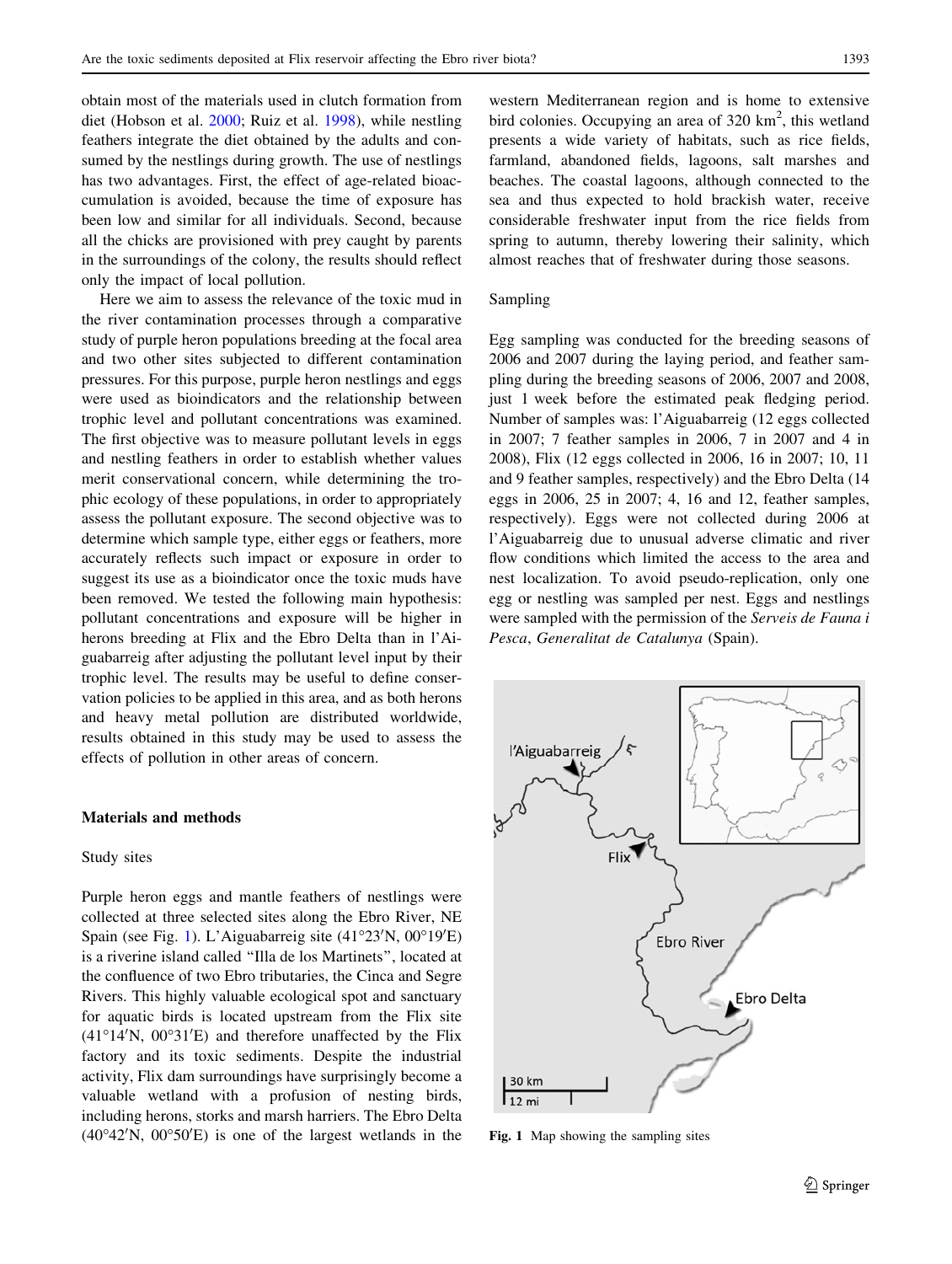obtain most of the materials used in clutch formation from diet (Hobson et al. 2000; Ruiz et al. 1998), while nestling feathers integrate the diet obtained by the adults and consumed by the nestlings during growth. The use of nestlings has two advantages. First, the effect of age-related bioaccumulation is avoided, because the time of exposure has been low and similar for all individuals. Second, because all the chicks are provisioned with prey caught by parents in the surroundings of the colony, the results should reflect only the impact of local pollution.

Here we aim to assess the relevance of the toxic mud in the river contamination processes through a comparative study of purple heron populations breeding at the focal area and two other sites subjected to different contamination pressures. For this purpose, purple heron nestlings and eggs were used as bioindicators and the relationship between trophic level and pollutant concentrations was examined. The first objective was to measure pollutant levels in eggs and nestling feathers in order to establish whether values merit conservational concern, while determining the trophic ecology of these populations, in order to appropriately assess the pollutant exposure. The second objective was to determine which sample type, either eggs or feathers, more accurately reflects such impact or exposure in order to suggest its use as a bioindicator once the toxic muds have been removed. We tested the following main hypothesis: pollutant concentrations and exposure will be higher in herons breeding at Flix and the Ebro Delta than in l'Aiguabarreig after adjusting the pollutant level input by their trophic level. The results may be useful to define conservation policies to be applied in this area, and as both herons and heavy metal pollution are distributed worldwide, results obtained in this study may be used to assess the effects of pollution in other areas of concern.

## Materials and methods

### Study sites

Purple heron eggs and mantle feathers of nestlings were collected at three selected sites along the Ebro River, NE Spain (see Fig. 1). L'Aiguabarreig site (41°23′N, 00°19′E) is a riverine island called "Illa de los Martinets", located at the confluence of two Ebro tributaries, the Cinca and Segre Rivers. This highly valuable ecological spot and sanctuary for aquatic birds is located upstream from the Flix site (41°14′N, 00°31′E) and therefore unaffected by the Flix factory and its toxic sediments. Despite the industrial activity, Flix dam surroundings have surprisingly become a valuable wetland with a profusion of nesting birds, including herons, storks and marsh harriers. The Ebro Delta (40°42′N, 00°50′E) is one of the largest wetlands in the western Mediterranean region and is home to extensive bird colonies. Occupying an area of 320 $km^2$, this wetland presents a wide variety of habitats, such as rice fields, farmland, abandoned fields, lagoons, salt marshes and beaches. The coastal lagoons, although connected to the sea and thus expected to hold brackish water, receive considerable freshwater input from the rice fields from spring to autumn, thereby lowering their salinity, which almost reaches that of freshwater during those seasons.

### Sampling

Egg sampling was conducted for the breeding seasons of 2006 and 2007 during the laying period, and feather sampling during the breeding seasons of 2006, 2007 and 2008, just 1 week before the estimated peak fledging period. Number of samples was: l'Aiguabarreig (12 eggs collected in 2007; 7 feather samples in 2006, 7 in 2007 and 4 in 2008), Flix (12 eggs collected in 2006, 16 in 2007; 10, 11 and 9 feather samples, respectively) and the Ebro Delta (14 eggs in 2006, 25 in 2007; 4, 16 and 12, feather samples, respectively). Eggs were not collected during 2006 at l'Aiguabarreig due to unusual adverse climatic and river flow conditions which limited the access to the area and nest localization. To avoid pseudo-replication, only one egg or nestling was sampled per nest. Eggs and nestlings were sampled with the permission of the *Serveis de Fauna i Pesca*, *Generalitat de Catalunya* (Spain).

l'Aiguabarreig

Flix

Ebro River

Ebro Delta

30 km
12 mi

Fig. 1 Map showing the sampling sites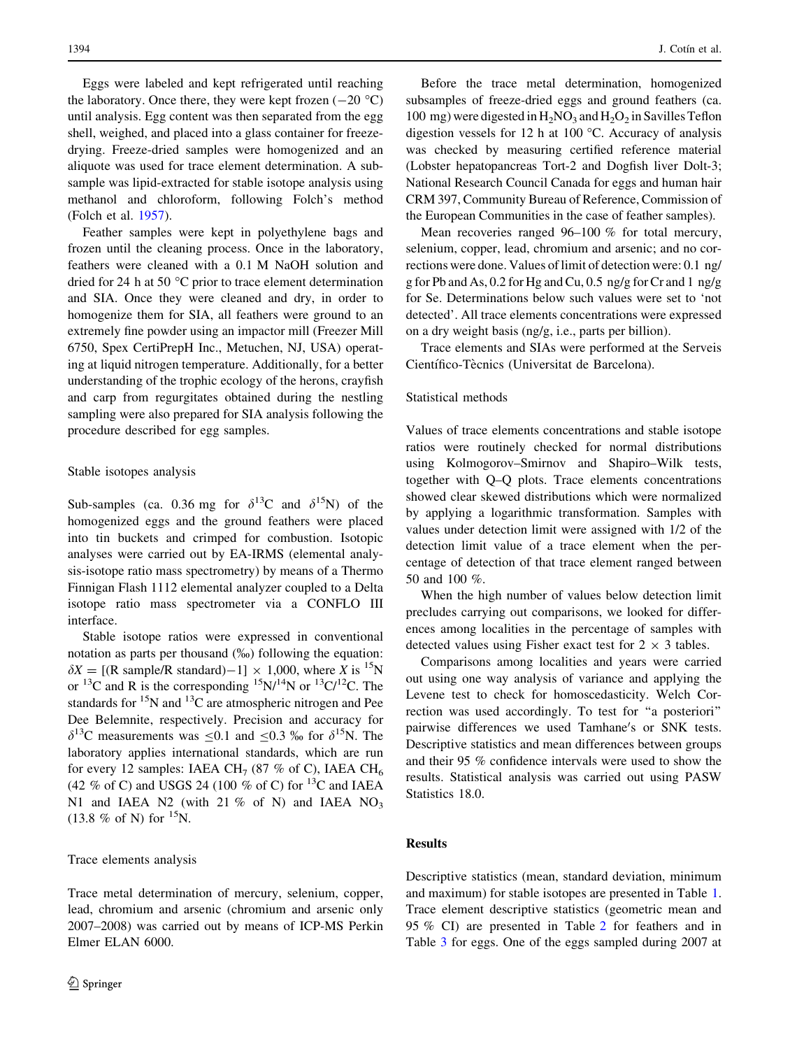Eggs were labeled and kept refrigerated until reaching the laboratory. Once there, they were kept frozen (−20 °C) until analysis. Egg content was then separated from the egg shell, weighed, and placed into a glass container for freeze-drying. Freeze-dried samples were homogenized and an aliquote was used for trace element determination. A sub-sample was lipid-extracted for stable isotope analysis using methanol and chloroform, following Folch's method (Folch et al. 1957).

Feather samples were kept in polyethylene bags and frozen until the cleaning process. Once in the laboratory, feathers were cleaned with a 0.1 M NaOH solution and dried for 24 h at 50 °C prior to trace element determination and SIA. Once they were cleaned and dry, in order to homogenize them for SIA, all feathers were ground to an extremely fine powder using an impactor mill (Freezer Mill 6750, Spex CertiPrepH Inc., Metuchen, NJ, USA) operating at liquid nitrogen temperature. Additionally, for a better understanding of the trophic ecology of the herons, crayfish and carp from regurgitates obtained during the nestling sampling were also prepared for SIA analysis following the procedure described for egg samples.

### Stable isotopes analysis

Sub-samples (ca. 0.36 mg for $\delta^{13}C$ and $\delta^{15}N$) of the homogenized eggs and the ground feathers were placed into tin buckets and crimped for combustion. Isotopic analyses were carried out by EA-IRMS (elemental analysis-isotope ratio mass spectrometry) by means of a Thermo Finnigan Flash 1112 elemental analyzer coupled to a Delta isotope ratio mass spectrometer via a CONFLO III interface.

Stable isotope ratios were expressed in conventional notation as parts per thousand (‰) following the equation: $\delta X = [(R\ \text{sample}/R\ \text{standard})-1] \times 1{,}000$, where $X$ is $^{15}N$ or $^{13}C$ and R is the corresponding $^{15}N/^{14}N$ or $^{13}C/^{12}C$. The standards for $^{15}N$ and $^{13}C$ are atmospheric nitrogen and Pee Dee Belemnite, respectively. Precision and accuracy for $\delta^{13}C$ measurements was ≤0.1 and ≤0.3 ‰ for $\delta^{15}N$. The laboratory applies international standards, which are run for every 12 samples: IAEA $CH_7$ (87 % of C), IAEA $CH_6$ (42 % of C) and USGS 24 (100 % of C) for $^{13}C$ and IAEA N1 and IAEA N2 (with 21 % of N) and IAEA $NO_3$ (13.8 % of N) for $^{15}N$.

### Trace elements analysis

Trace metal determination of mercury, selenium, copper, lead, chromium and arsenic (chromium and arsenic only 2007–2008) was carried out by means of ICP-MS Perkin Elmer ELAN 6000.

Before the trace metal determination, homogenized subsamples of freeze-dried eggs and ground feathers (ca. 100 mg) were digested in $H_2NO_3$ and $H_2O_2$ in Savilles Teflon digestion vessels for 12 h at 100 °C. Accuracy of analysis was checked by measuring certified reference material (Lobster hepatopancreas Tort-2 and Dogfish liver Dolt-3; National Research Council Canada for eggs and human hair CRM 397, Community Bureau of Reference, Commission of the European Communities in the case of feather samples).

Mean recoveries ranged 96–100 % for total mercury, selenium, copper, lead, chromium and arsenic; and no corrections were done. Values of limit of detection were: 0.1 ng/g for Pb and As, 0.2 for Hg and Cu, 0.5 ng/g for Cr and 1 ng/g for Se. Determinations below such values were set to 'not detected'. All trace elements concentrations were expressed on a dry weight basis (ng/g, i.e., parts per billion).

Trace elements and SIAs were performed at the Serveis Científico-Tècnics (Universitat de Barcelona).

### Statistical methods

Values of trace elements concentrations and stable isotope ratios were routinely checked for normal distributions using Kolmogorov–Smirnov and Shapiro–Wilk tests, together with Q–Q plots. Trace elements concentrations showed clear skewed distributions which were normalized by applying a logarithmic transformation. Samples with values under detection limit were assigned with 1/2 of the detection limit value of a trace element when the percentage of detection of that trace element ranged between 50 and 100 %.

When the high number of values below detection limit precludes carrying out comparisons, we looked for differences among localities in the percentage of samples with detected values using Fisher exact test for 2 × 3 tables.

Comparisons among localities and years were carried out using one way analysis of variance and applying the Levene test to check for homoscedasticity. Welch Correction was used accordingly. To test for "a posteriori" pairwise differences we used Tamhane′s or SNK tests. Descriptive statistics and mean differences between groups and their 95 % confidence intervals were used to show the results. Statistical analysis was carried out using PASW Statistics 18.0.

## Results

Descriptive statistics (mean, standard deviation, minimum and maximum) for stable isotopes are presented in Table 1. Trace element descriptive statistics (geometric mean and 95 % CI) are presented in Table 2 for feathers and in Table 3 for eggs. One of the eggs sampled during 2007 at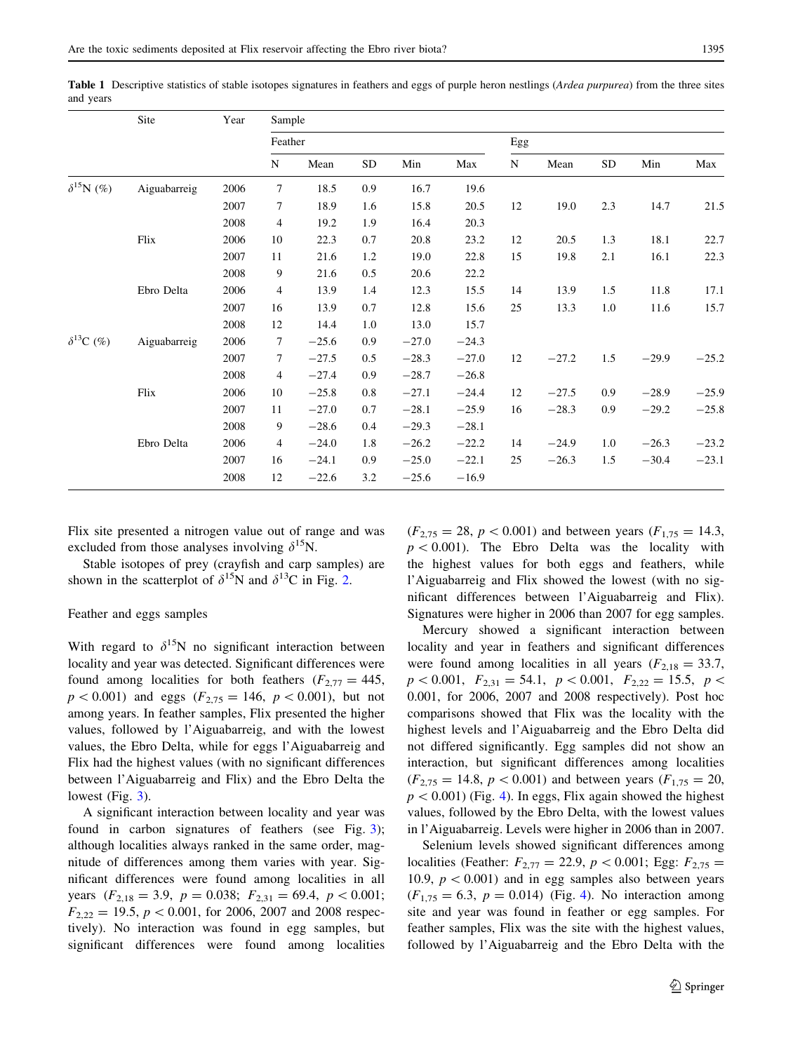**Table 1** Descriptive statistics of stable isotopes signatures in feathers and eggs of purple heron nestlings (*Ardea purpurea*) from the three sites and years

| | Site | Year | Sample | | | | | | | | | |
|---|---|---|---|---|---|---|---|---|---|---|---|---|
| | | | Feather | | | | | Egg | | | | |
| | | | N | Mean | SD | Min | Max | N | Mean | SD | Min | Max |
| $\delta^{15}N$ (%) | Aiguabarreig | 2006 | 7 | 18.5 | 0.9 | 16.7 | 19.6 | | | | | |
| | | 2007 | 7 | 18.9 | 1.6 | 15.8 | 20.5 | 12 | 19.0 | 2.3 | 14.7 | 21.5 |
| | | 2008 | 4 | 19.2 | 1.9 | 16.4 | 20.3 | | | | | |
| | Flix | 2006 | 10 | 22.3 | 0.7 | 20.8 | 23.2 | 12 | 20.5 | 1.3 | 18.1 | 22.7 |
| | | 2007 | 11 | 21.6 | 1.2 | 19.0 | 22.8 | 15 | 19.8 | 2.1 | 16.1 | 22.3 |
| | | 2008 | 9 | 21.6 | 0.5 | 20.6 | 22.2 | | | | | |
| | Ebro Delta | 2006 | 4 | 13.9 | 1.4 | 12.3 | 15.5 | 14 | 13.9 | 1.5 | 11.8 | 17.1 |
| | | 2007 | 16 | 13.9 | 0.7 | 12.8 | 15.6 | 25 | 13.3 | 1.0 | 11.6 | 15.7 |
| | | 2008 | 12 | 14.4 | 1.0 | 13.0 | 15.7 | | | | | |
| $\delta^{13}C$ (%) | Aiguabarreig | 2006 | 7 | −25.6 | 0.9 | −27.0 | −24.3 | | | | | |
| | | 2007 | 7 | −27.5 | 0.5 | −28.3 | −27.0 | 12 | −27.2 | 1.5 | −29.9 | −25.2 |
| | | 2008 | 4 | −27.4 | 0.9 | −28.7 | −26.8 | | | | | |
| | Flix | 2006 | 10 | −25.8 | 0.8 | −27.1 | −24.4 | 12 | −27.5 | 0.9 | −28.9 | −25.9 |
| | | 2007 | 11 | −27.0 | 0.7 | −28.1 | −25.9 | 16 | −28.3 | 0.9 | −29.2 | −25.8 |
| | | 2008 | 9 | −28.6 | 0.4 | −29.3 | −28.1 | | | | | |
| | Ebro Delta | 2006 | 4 | −24.0 | 1.8 | −26.2 | −22.2 | 14 | −24.9 | 1.0 | −26.3 | −23.2 |
| | | 2007 | 16 | −24.1 | 0.9 | −25.0 | −22.1 | 25 | −26.3 | 1.5 | −30.4 | −23.1 |
| | | 2008 | 12 | −22.6 | 3.2 | −25.6 | −16.9 | | | | | |

Flix site presented a nitrogen value out of range and was excluded from those analyses involving $\delta^{15}N$.

Stable isotopes of prey (crayfish and carp samples) are shown in the scatterplot of $\delta^{15}N$ and $\delta^{13}C$ in Fig. 2.

### Feather and eggs samples

With regard to $\delta^{15}N$ no significant interaction between locality and year was detected. Significant differences were found among localities for both feathers ($F_{2,77} = 445$, $p < 0.001$) and eggs ($F_{2,75} = 146$, $p < 0.001$), but not among years. In feather samples, Flix presented the higher values, followed by l'Aiguabarreig, and with the lowest values, the Ebro Delta, while for eggs l'Aiguabarreig and Flix had the highest values (with no significant differences between l'Aiguabarreig and Flix) and the Ebro Delta the lowest (Fig. 3).

A significant interaction between locality and year was found in carbon signatures of feathers (see Fig. 3); although localities always ranked in the same order, magnitude of differences among them varies with year. Significant differences were found among localities in all years ($F_{2,18} = 3.9$, $p = 0.038$; $F_{2,31} = 69.4$, $p < 0.001$; $F_{2,22} = 19.5$, $p < 0.001$, for 2006, 2007 and 2008 respectively). No interaction was found in egg samples, but significant differences were found among localities ($F_{2,75} = 28$, $p < 0.001$) and between years ($F_{1,75} = 14.3$, $p < 0.001$). The Ebro Delta was the locality with the highest values for both eggs and feathers, while l'Aiguabarreig and Flix showed the lowest (with no significant differences between l'Aiguabarreig and Flix). Signatures were higher in 2006 than 2007 for egg samples.

Mercury showed a significant interaction between locality and year in feathers and significant differences were found among localities in all years ($F_{2,18} = 33.7$, $p < 0.001$, $F_{2,31} = 54.1$, $p < 0.001$, $F_{2,22} = 15.5$, $p < 0.001$, for 2006, 2007 and 2008 respectively). Post hoc comparisons showed that Flix was the locality with the highest levels and l'Aiguabarreig and the Ebro Delta did not differed significantly. Egg samples did not show an interaction, but significant differences among localities ($F_{2,75} = 14.8$, $p < 0.001$) and between years ($F_{1,75} = 20$, $p < 0.001$) (Fig. 4). In eggs, Flix again showed the highest values, followed by the Ebro Delta, with the lowest values in l'Aiguabarreig. Levels were higher in 2006 than in 2007.

Selenium levels showed significant differences among localities (Feather: $F_{2,77} = 22.9$, $p < 0.001$; Egg: $F_{2,75} = 10.9$, $p < 0.001$) and in egg samples also between years ($F_{1,75} = 6.3$, $p = 0.014$) (Fig. 4). No interaction among site and year was found in feather or egg samples. For feather samples, Flix was the site with the highest values, followed by l'Aiguabarreig and the Ebro Delta with the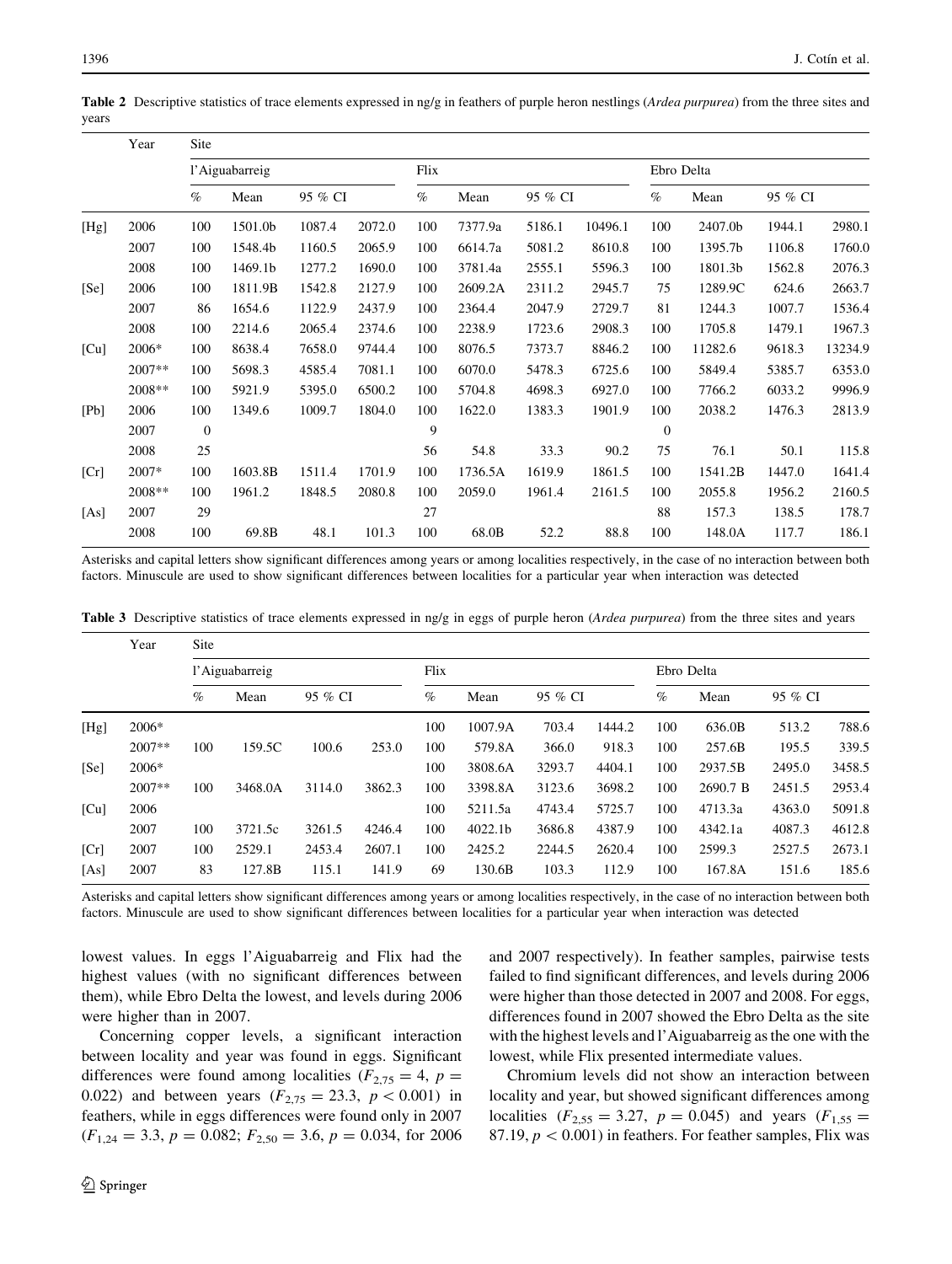**Table 2** Descriptive statistics of trace elements expressed in ng/g in feathers of purple heron nestlings (*Ardea purpurea*) from the three sites and years

| | Year | Site | | | | | | | | | | | |
|---|---|---|---|---|---|---|---|---|---|---|---|---|---|
| | | l'Aiguabarreig | | | | Flix | | | | Ebro Delta | | | |
| | | % | Mean | 95 % CI | | % | Mean | 95 % CI | | % | Mean | 95 % CI | |
| [Hg] | 2006 | 100 | 1501.0b | 1087.4 | 2072.0 | 100 | 7377.9a | 5186.1 | 10496.1 | 100 | 2407.0b | 1944.1 | 2980.1 |
| | 2007 | 100 | 1548.4b | 1160.5 | 2065.9 | 100 | 6614.7a | 5081.2 | 8610.8 | 100 | 1395.7b | 1106.8 | 1760.0 |
| | 2008 | 100 | 1469.1b | 1277.2 | 1690.0 | 100 | 3781.4a | 2555.1 | 5596.3 | 100 | 1801.3b | 1562.8 | 2076.3 |
| [Se] | 2006 | 100 | 1811.9B | 1542.8 | 2127.9 | 100 | 2609.2A | 2311.2 | 2945.7 | 75 | 1289.9C | 624.6 | 2663.7 |
| | 2007 | 86 | 1654.6 | 1122.9 | 2437.9 | 100 | 2364.4 | 2047.9 | 2729.7 | 81 | 1244.3 | 1007.7 | 1536.4 |
| | 2008 | 100 | 2214.6 | 2065.4 | 2374.6 | 100 | 2238.9 | 1723.6 | 2908.3 | 100 | 1705.8 | 1479.1 | 1967.3 |
| [Cu] | 2006* | 100 | 8638.4 | 7658.0 | 9744.4 | 100 | 8076.5 | 7373.7 | 8846.2 | 100 | 11282.6 | 9618.3 | 13234.9 |
| | 2007** | 100 | 5698.3 | 4585.4 | 7081.1 | 100 | 6070.0 | 5478.3 | 6725.6 | 100 | 5849.4 | 5385.7 | 6353.0 |
| | 2008** | 100 | 5921.9 | 5395.0 | 6500.2 | 100 | 5704.8 | 4698.3 | 6927.0 | 100 | 7766.2 | 6033.2 | 9996.9 |
| [Pb] | 2006 | 100 | 1349.6 | 1009.7 | 1804.0 | 100 | 1622.0 | 1383.3 | 1901.9 | 100 | 2038.2 | 1476.3 | 2813.9 |
| | 2007 | 0 | | | | 9 | | | | 0 | | | |
| | 2008 | 25 | | | | 56 | 54.8 | 33.3 | 90.2 | 75 | 76.1 | 50.1 | 115.8 |
| [Cr] | 2007* | 100 | 1603.8B | 1511.4 | 1701.9 | 100 | 1736.5A | 1619.9 | 1861.5 | 100 | 1541.2B | 1447.0 | 1641.4 |
| | 2008** | 100 | 1961.2 | 1848.5 | 2080.8 | 100 | 2059.0 | 1961.4 | 2161.5 | 100 | 2055.8 | 1956.2 | 2160.5 |
| [As] | 2007 | 29 | | | | 27 | | | | 88 | 157.3 | 138.5 | 178.7 |
| | 2008 | 100 | 69.8B | 48.1 | 101.3 | 100 | 68.0B | 52.2 | 88.8 | 100 | 148.0A | 117.7 | 186.1 |

Asterisks and capital letters show significant differences among years or among localities respectively, in the case of no interaction between both factors. Minuscule are used to show significant differences between localities for a particular year when interaction was detected

**Table 3** Descriptive statistics of trace elements expressed in ng/g in eggs of purple heron (*Ardea purpurea*) from the three sites and years

| | Year | Site | | | | | | | | | | | |
|---|---|---|---|---|---|---|---|---|---|---|---|---|---|
| | | l'Aiguabarreig | | | | Flix | | | | Ebro Delta | | | |
| | | % | Mean | 95 % CI | | % | Mean | 95 % CI | | % | Mean | 95 % CI | |
| [Hg] | 2006* | | | | | 100 | 1007.9A | 703.4 | 1444.2 | 100 | 636.0B | 513.2 | 788.6 |
| | 2007** | 100 | 159.5C | 100.6 | 253.0 | 100 | 579.8A | 366.0 | 918.3 | 100 | 257.6B | 195.5 | 339.5 |
| [Se] | 2006* | | | | | 100 | 3808.6A | 3293.7 | 4404.1 | 100 | 2937.5B | 2495.0 | 3458.5 |
| | 2007** | 100 | 3468.0A | 3114.0 | 3862.3 | 100 | 3398.8A | 3123.6 | 3698.2 | 100 | 2690.7 B | 2451.5 | 2953.4 |
| [Cu] | 2006 | | | | | 100 | 5211.5a | 4743.4 | 5725.7 | 100 | 4713.3a | 4363.0 | 5091.8 |
| | 2007 | 100 | 3721.5c | 3261.5 | 4246.4 | 100 | 4022.1b | 3686.8 | 4387.9 | 100 | 4342.1a | 4087.3 | 4612.8 |
| [Cr] | 2007 | 100 | 2529.1 | 2453.4 | 2607.1 | 100 | 2425.2 | 2244.5 | 2620.4 | 100 | 2599.3 | 2527.5 | 2673.1 |
| [As] | 2007 | 83 | 127.8B | 115.1 | 141.9 | 69 | 130.6B | 103.3 | 112.9 | 100 | 167.8A | 151.6 | 185.6 |

Asterisks and capital letters show significant differences among years or among localities respectively, in the case of no interaction between both factors. Minuscule are used to show significant differences between localities for a particular year when interaction was detected

lowest values. In eggs l'Aiguabarreig and Flix had the highest values (with no significant differences between them), while Ebro Delta the lowest, and levels during 2006 were higher than in 2007.

Concerning copper levels, a significant interaction between locality and year was found in eggs. Significant differences were found among localities ($F_{2,75} = 4$, $p = 0.022$) and between years ($F_{2,75} = 23.3$, $p < 0.001$) in feathers, while in eggs differences were found only in 2007 ($F_{1,24} = 3.3$, $p = 0.082$; $F_{2,50} = 3.6$, $p = 0.034$, for 2006 and 2007 respectively). In feather samples, pairwise tests failed to find significant differences, and levels during 2006 were higher than those detected in 2007 and 2008. For eggs, differences found in 2007 showed the Ebro Delta as the site with the highest levels and l'Aiguabarreig as the one with the lowest, while Flix presented intermediate values.

Chromium levels did not show an interaction between locality and year, but showed significant differences among localities ($F_{2,55} = 3.27$, $p = 0.045$) and years ($F_{1,55} = 87.19$, $p < 0.001$) in feathers. For feather samples, Flix was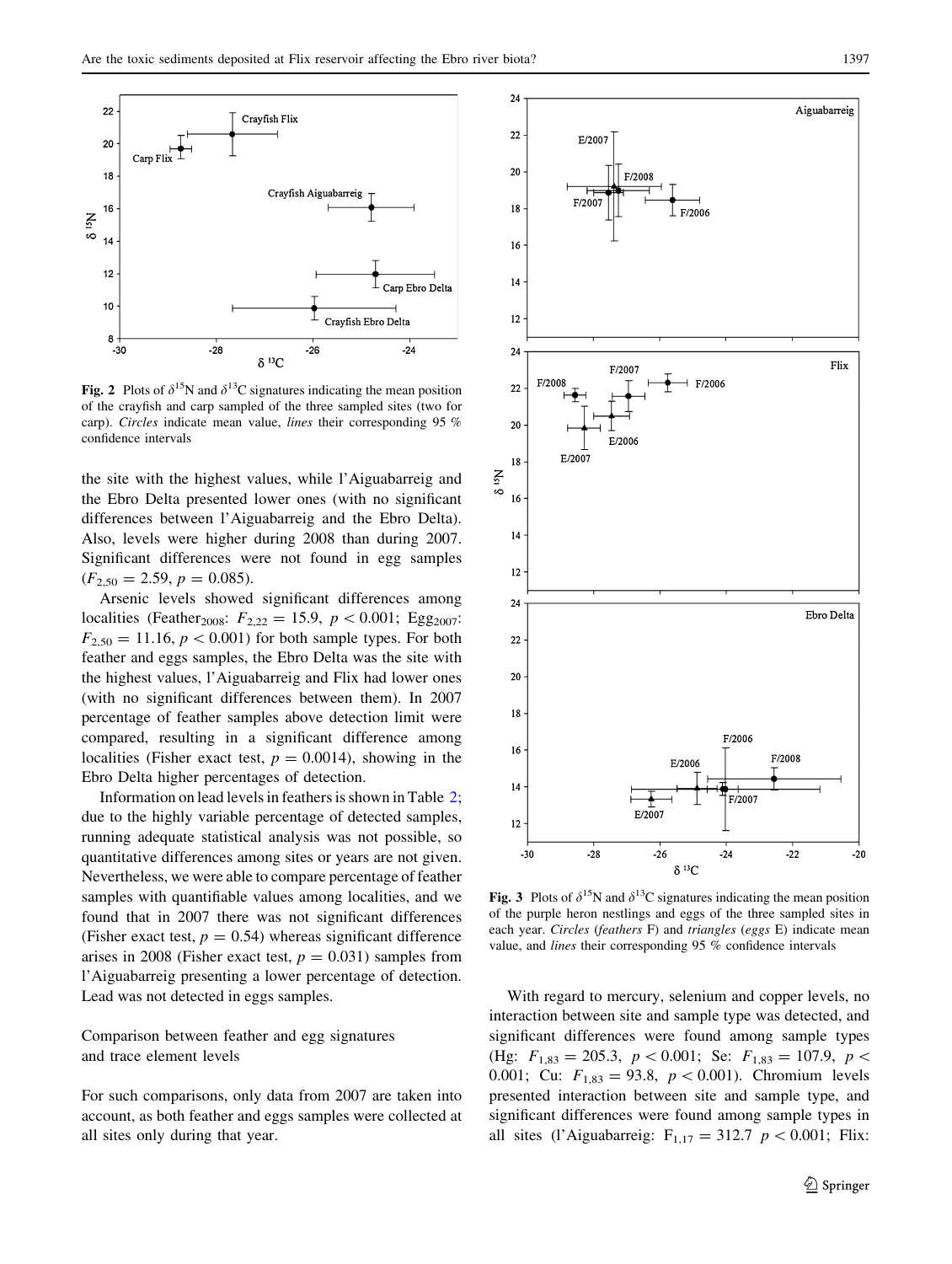**Fig. 2** Plots of $\delta^{15}N$ and $\delta^{13}C$ signatures indicating the mean position of the crayfish and carp sampled of the three sampled sites (two for carp). *Circles* indicate mean value, *lines* their corresponding 95 % confidence intervals

the site with the highest values, while l'Aiguabarreig and the Ebro Delta presented lower ones (with no significant differences between l'Aiguabarreig and the Ebro Delta). Also, levels were higher during 2008 than during 2007. Significant differences were not found in egg samples ($F_{2,50} = 2.59$, $p = 0.085$).

Arsenic levels showed significant differences among localities (Feather$_{2008}$: $F_{2,22} = 15.9$, $p < 0.001$; Egg$_{2007}$: $F_{2,50} = 11.16$, $p < 0.001$) for both sample types. For both feather and eggs samples, the Ebro Delta was the site with the highest values, l'Aiguabarreig and Flix had lower ones (with no significant differences between them). In 2007 percentage of feather samples above detection limit were compared, resulting in a significant difference among localities (Fisher exact test, $p = 0.0014$), showing in the Ebro Delta higher percentages of detection.

Information on lead levels in feathers is shown in Table 2; due to the highly variable percentage of detected samples, running adequate statistical analysis was not possible, so quantitative differences among sites or years are not given. Nevertheless, we were able to compare percentage of feather samples with quantifiable values among localities, and we found that in 2007 there was not significant differences (Fisher exact test, $p = 0.54$) whereas significant difference arises in 2008 (Fisher exact test, $p = 0.031$) samples from l'Aiguabarreig presenting a lower percentage of detection. Lead was not detected in eggs samples.

### Comparison between feather and egg signatures and trace element levels

For such comparisons, only data from 2007 are taken into account, as both feather and eggs samples were collected at all sites only during that year.

**Fig. 3** Plots of $\delta^{15}N$ and $\delta^{13}C$ signatures indicating the mean position of the purple heron nestlings and eggs of the three sampled sites in each year. *Circles* (*feathers* F) and *triangles* (*eggs* E) indicate mean value, and *lines* their corresponding 95 % confidence intervals

With regard to mercury, selenium and copper levels, no interaction between site and sample type was detected, and significant differences were found among sample types (Hg: $F_{1,83} = 205.3$, $p < 0.001$; Se: $F_{1,83} = 107.9$, $p < 0.001$; Cu: $F_{1,83} = 93.8$, $p < 0.001$). Chromium levels presented interaction between site and sample type, and significant differences were found among sample types in all sites (l'Aiguabarreig: $F_{1,17} = 312.7$ $p < 0.001$; Flix: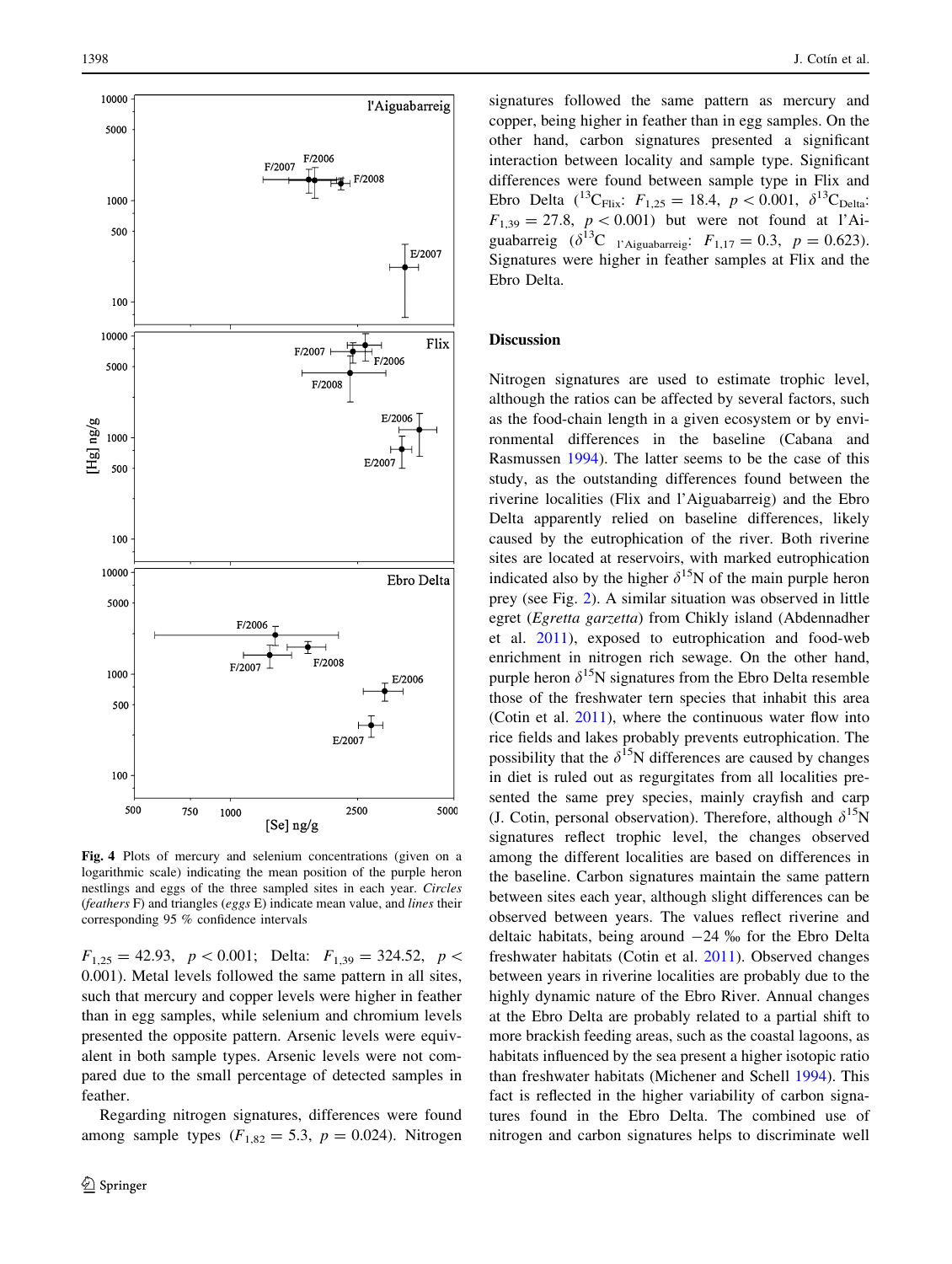Fig. 4 Plots of mercury and selenium concentrations (given on a logarithmic scale) indicating the mean position of the purple heron nestlings and eggs of the three sampled sites in each year. *Circles* (*feathers* F) and triangles (*eggs* E) indicate mean value, and *lines* their corresponding 95 % confidence intervals

$F_{1,25} = 42.93$, $p < 0.001$; Delta: $F_{1,39} = 324.52$, $p < 0.001$). Metal levels followed the same pattern in all sites, such that mercury and copper levels were higher in feather than in egg samples, while selenium and chromium levels presented the opposite pattern. Arsenic levels were equivalent in both sample types. Arsenic levels were not compared due to the small percentage of detected samples in feather.

Regarding nitrogen signatures, differences were found among sample types ($F_{1,82} = 5.3$, $p = 0.024$). Nitrogen signatures followed the same pattern as mercury and copper, being higher in feather than in egg samples. On the other hand, carbon signatures presented a significant interaction between locality and sample type. Significant differences were found between sample type in Flix and Ebro Delta ($^{13}C_{Flix}$: $F_{1,25} = 18.4$, $p < 0.001$, $\delta^{13}C_{Delta}$: $F_{1,39} = 27.8$, $p < 0.001$) but were not found at l'Aiguabarreig ($\delta^{13}C_{\text{l'Aiguabarreig}}$: $F_{1,17} = 0.3$, $p = 0.623$). Signatures were higher in feather samples at Flix and the Ebro Delta.

## Discussion

Nitrogen signatures are used to estimate trophic level, although the ratios can be affected by several factors, such as the food-chain length in a given ecosystem or by environmental differences in the baseline (Cabana and Rasmussen 1994). The latter seems to be the case of this study, as the outstanding differences found between the riverine localities (Flix and l'Aiguabarreig) and the Ebro Delta apparently relied on baseline differences, likely caused by the eutrophication of the river. Both riverine sites are located at reservoirs, with marked eutrophication indicated also by the higher $\delta^{15}N$ of the main purple heron prey (see Fig. 2). A similar situation was observed in little egret (*Egretta garzetta*) from Chikly island (Abdennadher et al. 2011), exposed to eutrophication and food-web enrichment in nitrogen rich sewage. On the other hand, purple heron $\delta^{15}N$ signatures from the Ebro Delta resemble those of the freshwater tern species that inhabit this area (Cotin et al. 2011), where the continuous water flow into rice fields and lakes probably prevents eutrophication. The possibility that the $\delta^{15}N$ differences are caused by changes in diet is ruled out as regurgitates from all localities presented the same prey species, mainly crayfish and carp (J. Cotin, personal observation). Therefore, although $\delta^{15}N$ signatures reflect trophic level, the changes observed among the different localities are based on differences in the baseline. Carbon signatures maintain the same pattern between sites each year, although slight differences can be observed between years. The values reflect riverine and deltaic habitats, being around −24 ‰ for the Ebro Delta freshwater habitats (Cotin et al. 2011). Observed changes between years in riverine localities are probably due to the highly dynamic nature of the Ebro River. Annual changes at the Ebro Delta are probably related to a partial shift to more brackish feeding areas, such as the coastal lagoons, as habitats influenced by the sea present a higher isotopic ratio than freshwater habitats (Michener and Schell 1994). This fact is reflected in the higher variability of carbon signatures found in the Ebro Delta. The combined use of nitrogen and carbon signatures helps to discriminate well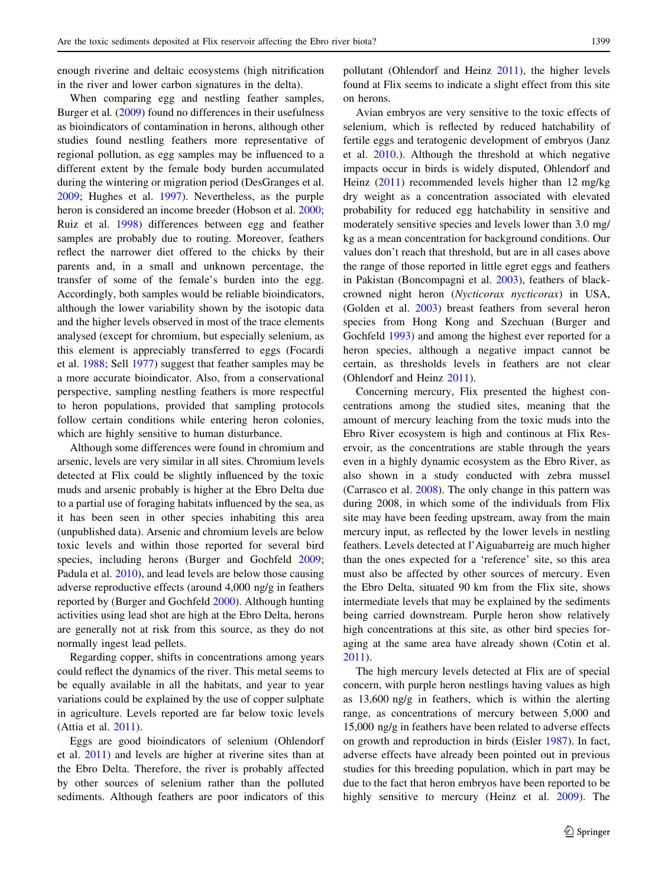enough riverine and deltaic ecosystems (high nitrification in the river and lower carbon signatures in the delta).

When comparing egg and nestling feather samples, Burger et al. (2009) found no differences in their usefulness as bioindicators of contamination in herons, although other studies found nestling feathers more representative of regional pollution, as egg samples may be influenced to a different extent by the female body burden accumulated during the wintering or migration period (DesGranges et al. 2009; Hughes et al. 1997). Nevertheless, as the purple heron is considered an income breeder (Hobson et al. 2000; Ruiz et al. 1998) differences between egg and feather samples are probably due to routing. Moreover, feathers reflect the narrower diet offered to the chicks by their parents and, in a small and unknown percentage, the transfer of some of the female's burden into the egg. Accordingly, both samples would be reliable bioindicators, although the lower variability shown by the isotopic data and the higher levels observed in most of the trace elements analysed (except for chromium, but especially selenium, as this element is appreciably transferred to eggs (Focardi et al. 1988; Sell 1977) suggest that feather samples may be a more accurate bioindicator. Also, from a conservational perspective, sampling nestling feathers is more respectful to heron populations, provided that sampling protocols follow certain conditions while entering heron colonies, which are highly sensitive to human disturbance.

Although some differences were found in chromium and arsenic, levels are very similar in all sites. Chromium levels detected at Flix could be slightly influenced by the toxic muds and arsenic probably is higher at the Ebro Delta due to a partial use of foraging habitats influenced by the sea, as it has been seen in other species inhabiting this area (unpublished data). Arsenic and chromium levels are below toxic levels and within those reported for several bird species, including herons (Burger and Gochfeld 2009; Padula et al. 2010), and lead levels are below those causing adverse reproductive effects (around 4,000 ng/g in feathers reported by (Burger and Gochfeld 2000). Although hunting activities using lead shot are high at the Ebro Delta, herons are generally not at risk from this source, as they do not normally ingest lead pellets.

Regarding copper, shifts in concentrations among years could reflect the dynamics of the river. This metal seems to be equally available in all the habitats, and year to year variations could be explained by the use of copper sulphate in agriculture. Levels reported are far below toxic levels (Attia et al. 2011).

Eggs are good bioindicators of selenium (Ohlendorf et al. 2011) and levels are higher at riverine sites than at the Ebro Delta. Therefore, the river is probably affected by other sources of selenium rather than the polluted sediments. Although feathers are poor indicators of this pollutant (Ohlendorf and Heinz 2011), the higher levels found at Flix seems to indicate a slight effect from this site on herons.

Avian embryos are very sensitive to the toxic effects of selenium, which is reflected by reduced hatchability of fertile eggs and teratogenic development of embryos (Janz et al. 2010.). Although the threshold at which negative impacts occur in birds is widely disputed, Ohlendorf and Heinz (2011) recommended levels higher than 12 mg/kg dry weight as a concentration associated with elevated probability for reduced egg hatchability in sensitive and moderately sensitive species and levels lower than 3.0 mg/kg as a mean concentration for background conditions. Our values don't reach that threshold, but are in all cases above the range of those reported in little egret eggs and feathers in Pakistan (Boncompagni et al. 2003), feathers of black-crowned night heron (*Nycticorax nycticorax*) in USA, (Golden et al. 2003) breast feathers from several heron species from Hong Kong and Szechuan (Burger and Gochfeld 1993) and among the highest ever reported for a heron species, although a negative impact cannot be certain, as thresholds levels in feathers are not clear (Ohlendorf and Heinz 2011).

Concerning mercury, Flix presented the highest concentrations among the studied sites, meaning that the amount of mercury leaching from the toxic muds into the Ebro River ecosystem is high and continous at Flix Reservoir, as the concentrations are stable through the years even in a highly dynamic ecosystem as the Ebro River, as also shown in a study conducted with zebra mussel (Carrasco et al. 2008). The only change in this pattern was during 2008, in which some of the individuals from Flix site may have been feeding upstream, away from the main mercury input, as reflected by the lower levels in nestling feathers. Levels detected at l'Aiguabarreig are much higher than the ones expected for a 'reference' site, so this area must also be affected by other sources of mercury. Even the Ebro Delta, situated 90 km from the Flix site, shows intermediate levels that may be explained by the sediments being carried downstream. Purple heron show relatively high concentrations at this site, as other bird species foraging at the same area have already shown (Cotin et al. 2011).

The high mercury levels detected at Flix are of special concern, with purple heron nestlings having values as high as 13,600 ng/g in feathers, which is within the alerting range, as concentrations of mercury between 5,000 and 15,000 ng/g in feathers have been related to adverse effects on growth and reproduction in birds (Eisler 1987). In fact, adverse effects have already been pointed out in previous studies for this breeding population, which in part may be due to the fact that heron embryos have been reported to be highly sensitive to mercury (Heinz et al. 2009). The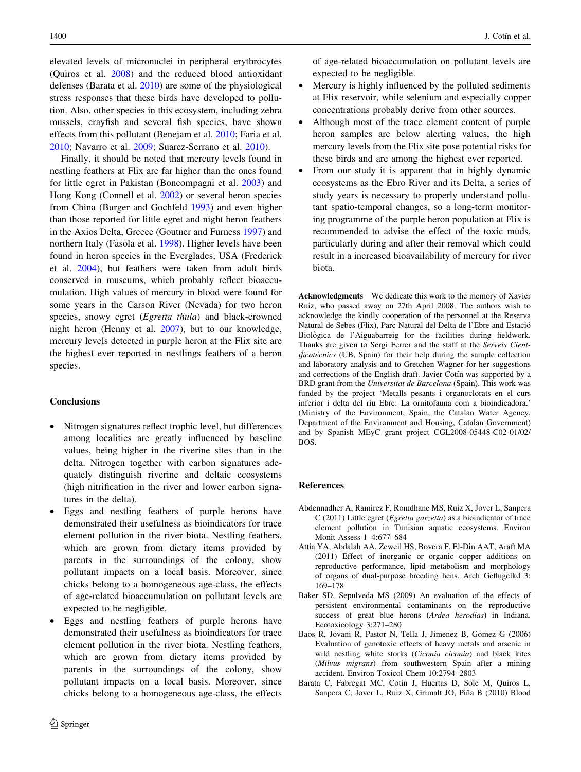elevated levels of micronuclei in peripheral erythrocytes (Quiros et al. 2008) and the reduced blood antioxidant defenses (Barata et al. 2010) are some of the physiological stress responses that these birds have developed to pollution. Also, other species in this ecosystem, including zebra mussels, crayfish and several fish species, have shown effects from this pollutant (Benejam et al. 2010; Faria et al. 2010; Navarro et al. 2009; Suarez-Serrano et al. 2010).

Finally, it should be noted that mercury levels found in nestling feathers at Flix are far higher than the ones found for little egret in Pakistan (Boncompagni et al. 2003) and Hong Kong (Connell et al. 2002) or several heron species from China (Burger and Gochfeld 1993) and even higher than those reported for little egret and night heron feathers in the Axios Delta, Greece (Goutner and Furness 1997) and northern Italy (Fasola et al. 1998). Higher levels have been found in heron species in the Everglades, USA (Frederick et al. 2004), but feathers were taken from adult birds conserved in museums, which probably reflect bioaccumulation. High values of mercury in blood were found for some years in the Carson River (Nevada) for two heron species, snowy egret (*Egretta thula*) and black-crowned night heron (Henny et al. 2007), but to our knowledge, mercury levels detected in purple heron at the Flix site are the highest ever reported in nestlings feathers of a heron species.

## Conclusions

- Nitrogen signatures reflect trophic level, but differences among localities are greatly influenced by baseline values, being higher in the riverine sites than in the delta. Nitrogen together with carbon signatures adequately distinguish riverine and deltaic ecosystems (high nitrification in the river and lower carbon signatures in the delta).
- Eggs and nestling feathers of purple herons have demonstrated their usefulness as bioindicators for trace element pollution in the river biota. Nestling feathers, which are grown from dietary items provided by parents in the surroundings of the colony, show pollutant impacts on a local basis. Moreover, since chicks belong to a homogeneous age-class, the effects of age-related bioaccumulation on pollutant levels are expected to be negligible.
- Eggs and nestling feathers of purple herons have demonstrated their usefulness as bioindicators for trace element pollution in the river biota. Nestling feathers, which are grown from dietary items provided by parents in the surroundings of the colony, show pollutant impacts on a local basis. Moreover, since chicks belong to a homogeneous age-class, the effects of age-related bioaccumulation on pollutant levels are expected to be negligible.
- Mercury is highly influenced by the polluted sediments at Flix reservoir, while selenium and especially copper concentrations probably derive from other sources.
- Although most of the trace element content of purple heron samples are below alerting values, the high mercury levels from the Flix site pose potential risks for these birds and are among the highest ever reported.
- From our study it is apparent that in highly dynamic ecosystems as the Ebro River and its Delta, a series of study years is necessary to properly understand pollutant spatio-temporal changes, so a long-term monitoring programme of the purple heron population at Flix is recommended to advise the effect of the toxic muds, particularly during and after their removal which could result in a increased bioavailability of mercury for river biota.

**Acknowledgments** We dedicate this work to the memory of Xavier Ruiz, who passed away on 27th April 2008. The authors wish to acknowledge the kindly cooperation of the personnel at the Reserva Natural de Sebes (Flix), Parc Natural del Delta de l'Ebre and Estació Biològica de l'Aiguabarreig for the facilities during fieldwork. Thanks are given to Sergi Ferrer and the staff at the *Serveis Cientificotècnics* (UB, Spain) for their help during the sample collection and laboratory analysis and to Gretchen Wagner for her suggestions and corrections of the English draft. Javier Cotín was supported by a BRD grant from the *Universitat de Barcelona* (Spain). This work was funded by the project 'Metalls pesants i organoclorats en el curs inferior i delta del riu Ebre: La ornitofauna com a bioindicadora.' (Ministry of the Environment, Spain, the Catalan Water Agency, Department of the Environment and Housing, Catalan Government) and by Spanish MEyC grant project CGL2008-05448-C02-01/02/BOS.

## References

Abdennadher A, Ramirez F, Romdhane MS, Ruiz X, Jover L, Sanpera C (2011) Little egret (*Egretta garzetta*) as a bioindicator of trace element pollution in Tunisian aquatic ecosystems. Environ Monit Assess 1–4:677–684

Attia YA, Abdalah AA, Zeweil HS, Bovera F, El-Din AAT, Araft MA (2011) Effect of inorganic or organic copper additions on reproductive performance, lipid metabolism and morphology of organs of dual-purpose breeding hens. Arch Geflugelkd 3:169–178

Baker SD, Sepulveda MS (2009) An evaluation of the effects of persistent environmental contaminants on the reproductive success of great blue herons (*Ardea herodias*) in Indiana. Ecotoxicology 3:271–280

Baos R, Jovani R, Pastor N, Tella J, Jimenez B, Gomez G (2006) Evaluation of genotoxic effects of heavy metals and arsenic in wild nestling white storks (*Ciconia ciconia*) and black kites (*Milvus migrans*) from southwestern Spain after a mining accident. Environ Toxicol Chem 10:2794–2803

Barata C, Fabregat MC, Cotin J, Huertas D, Sole M, Quiros L, Sanpera C, Jover L, Ruiz X, Grimalt JO, Piña B (2010) Blood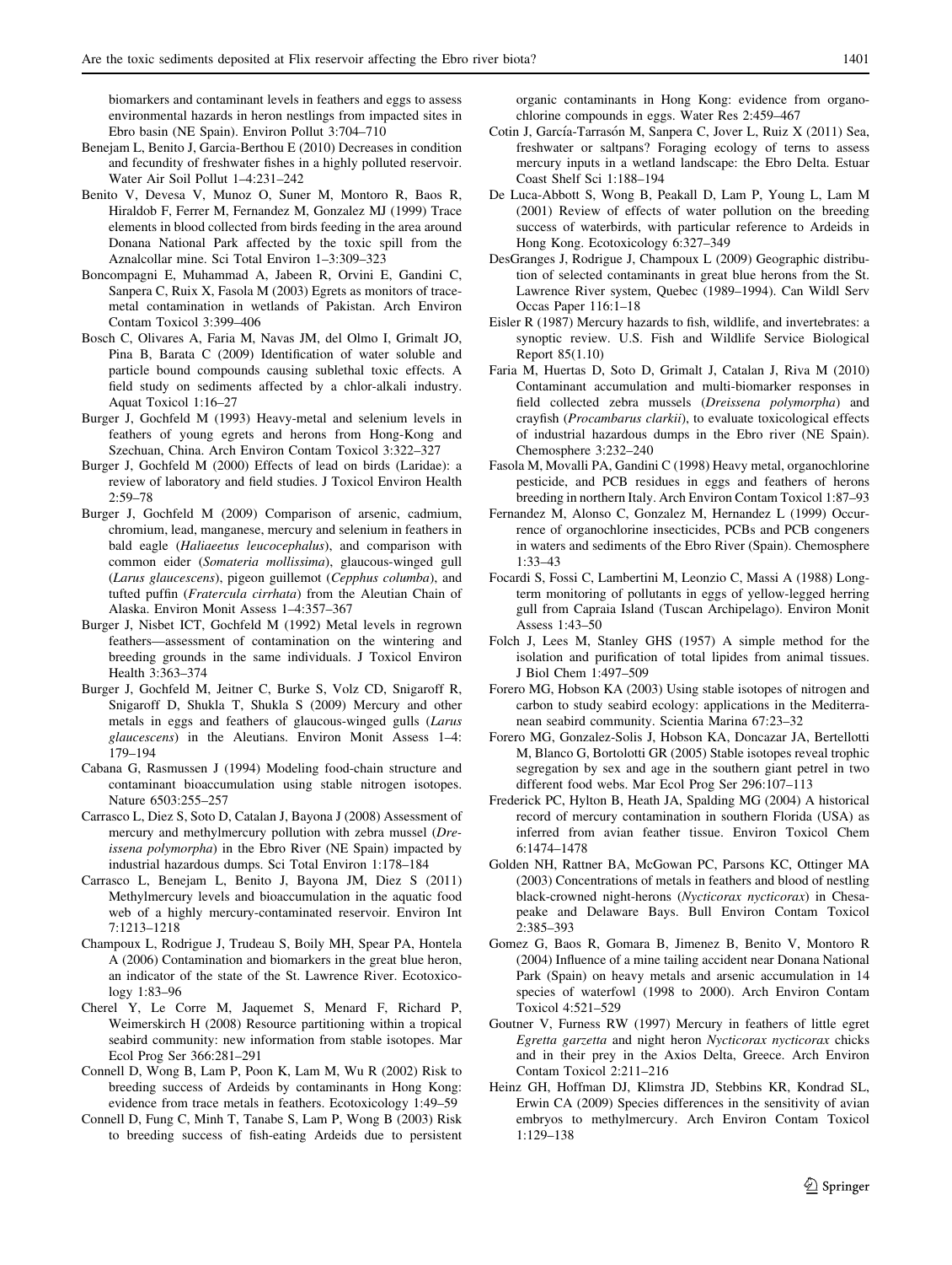biomarkers and contaminant levels in feathers and eggs to assess environmental hazards in heron nestlings from impacted sites in Ebro basin (NE Spain). Environ Pollut 3:704–710

Benejam L, Benito J, Garcia-Berthou E (2010) Decreases in condition and fecundity of freshwater fishes in a highly polluted reservoir. Water Air Soil Pollut 1–4:231–242

Benito V, Devesa V, Munoz O, Suner M, Montoro R, Baos R, Hiraldob F, Ferrer M, Fernandez M, Gonzalez MJ (1999) Trace elements in blood collected from birds feeding in the area around Donana National Park affected by the toxic spill from the Aznalcollar mine. Sci Total Environ 1–3:309–323

Boncompagni E, Muhammad A, Jabeen R, Orvini E, Gandini C, Sanpera C, Ruix X, Fasola M (2003) Egrets as monitors of trace-metal contamination in wetlands of Pakistan. Arch Environ Contam Toxicol 3:399–406

Bosch C, Olivares A, Faria M, Navas JM, del Olmo I, Grimalt JO, Pina B, Barata C (2009) Identification of water soluble and particle bound compounds causing sublethal toxic effects. A field study on sediments affected by a chlor-alkali industry. Aquat Toxicol 1:16–27

Burger J, Gochfeld M (1993) Heavy-metal and selenium levels in feathers of young egrets and herons from Hong-Kong and Szechuan, China. Arch Environ Contam Toxicol 3:322–327

Burger J, Gochfeld M (2000) Effects of lead on birds (Laridae): a review of laboratory and field studies. J Toxicol Environ Health 2:59–78

Burger J, Gochfeld M (2009) Comparison of arsenic, cadmium, chromium, lead, manganese, mercury and selenium in feathers in bald eagle (*Haliaeetus leucocephalus*), and comparison with common eider (*Somateria mollissima*), glaucous-winged gull (*Larus glaucescens*), pigeon guillemot (*Cepphus columba*), and tufted puffin (*Fratercula cirrhata*) from the Aleutian Chain of Alaska. Environ Monit Assess 1–4:357–367

Burger J, Nisbet ICT, Gochfeld M (1992) Metal levels in regrown feathers—assessment of contamination on the wintering and breeding grounds in the same individuals. J Toxicol Environ Health 3:363–374

Burger J, Gochfeld M, Jeitner C, Burke S, Volz CD, Snigaroff R, Snigaroff D, Shukla T, Shukla S (2009) Mercury and other metals in eggs and feathers of glaucous-winged gulls (*Larus glaucescens*) in the Aleutians. Environ Monit Assess 1–4: 179–194

Cabana G, Rasmussen J (1994) Modeling food-chain structure and contaminant bioaccumulation using stable nitrogen isotopes. Nature 6503:255–257

Carrasco L, Diez S, Soto D, Catalan J, Bayona J (2008) Assessment of mercury and methylmercury pollution with zebra mussel (*Dreissena polymorpha*) in the Ebro River (NE Spain) impacted by industrial hazardous dumps. Sci Total Environ 1:178–184

Carrasco L, Benejam L, Benito J, Bayona JM, Diez S (2011) Methylmercury levels and bioaccumulation in the aquatic food web of a highly mercury-contaminated reservoir. Environ Int 7:1213–1218

Champoux L, Rodrigue J, Trudeau S, Boily MH, Spear PA, Hontela A (2006) Contamination and biomarkers in the great blue heron, an indicator of the state of the St. Lawrence River. Ecotoxicology 1:83–96

Cherel Y, Le Corre M, Jaquemet S, Menard F, Richard P, Weimerskirch H (2008) Resource partitioning within a tropical seabird community: new information from stable isotopes. Mar Ecol Prog Ser 366:281–291

Connell D, Wong B, Lam P, Poon K, Lam M, Wu R (2002) Risk to breeding success of Ardeids by contaminants in Hong Kong: evidence from trace metals in feathers. Ecotoxicology 1:49–59

Connell D, Fung C, Minh T, Tanabe S, Lam P, Wong B (2003) Risk to breeding success of fish-eating Ardeids due to persistent organic contaminants in Hong Kong: evidence from organochlorine compounds in eggs. Water Res 2:459–467

Cotin J, García-Tarrasón M, Sanpera C, Jover L, Ruiz X (2011) Sea, freshwater or saltpans? Foraging ecology of terns to assess mercury inputs in a wetland landscape: the Ebro Delta. Estuar Coast Shelf Sci 1:188–194

De Luca-Abbott S, Wong B, Peakall D, Lam P, Young L, Lam M (2001) Review of effects of water pollution on the breeding success of waterbirds, with particular reference to Ardeids in Hong Kong. Ecotoxicology 6:327–349

DesGranges J, Rodrigue J, Champoux L (2009) Geographic distribution of selected contaminants in great blue herons from the St. Lawrence River system, Quebec (1989–1994). Can Wildl Serv Occas Paper 116:1–18

Eisler R (1987) Mercury hazards to fish, wildlife, and invertebrates: a synoptic review. U.S. Fish and Wildlife Service Biological Report 85(1.10)

Faria M, Huertas D, Soto D, Grimalt J, Catalan J, Riva M (2010) Contaminant accumulation and multi-biomarker responses in field collected zebra mussels (*Dreissena polymorpha*) and crayfish (*Procambarus clarkii*), to evaluate toxicological effects of industrial hazardous dumps in the Ebro river (NE Spain). Chemosphere 3:232–240

Fasola M, Movalli PA, Gandini C (1998) Heavy metal, organochlorine pesticide, and PCB residues in eggs and feathers of herons breeding in northern Italy. Arch Environ Contam Toxicol 1:87–93

Fernandez M, Alonso C, Gonzalez M, Hernandez L (1999) Occurrence of organochlorine insecticides, PCBs and PCB congeners in waters and sediments of the Ebro River (Spain). Chemosphere 1:33–43

Focardi S, Fossi C, Lambertini M, Leonzio C, Massi A (1988) Long-term monitoring of pollutants in eggs of yellow-legged herring gull from Capraia Island (Tuscan Archipelago). Environ Monit Assess 1:43–50

Folch J, Lees M, Stanley GHS (1957) A simple method for the isolation and purification of total lipides from animal tissues. J Biol Chem 1:497–509

Forero MG, Hobson KA (2003) Using stable isotopes of nitrogen and carbon to study seabird ecology: applications in the Mediterranean seabird community. Scientia Marina 67:23–32

Forero MG, Gonzalez-Solis J, Hobson KA, Doncazar JA, Bertellotti M, Blanco G, Bortolotti GR (2005) Stable isotopes reveal trophic segregation by sex and age in the southern giant petrel in two different food webs. Mar Ecol Prog Ser 296:107–113

Frederick PC, Hylton B, Heath JA, Spalding MG (2004) A historical record of mercury contamination in southern Florida (USA) as inferred from avian feather tissue. Environ Toxicol Chem 6:1474–1478

Golden NH, Rattner BA, McGowan PC, Parsons KC, Ottinger MA (2003) Concentrations of metals in feathers and blood of nestling black-crowned night-herons (*Nycticorax nycticorax*) in Chesapeake and Delaware Bays. Bull Environ Contam Toxicol 2:385–393

Gomez G, Baos R, Gomara B, Jimenez B, Benito V, Montoro R (2004) Influence of a mine tailing accident near Donana National Park (Spain) on heavy metals and arsenic accumulation in 14 species of waterfowl (1998 to 2000). Arch Environ Contam Toxicol 4:521–529

Goutner V, Furness RW (1997) Mercury in feathers of little egret *Egretta garzetta* and night heron *Nycticorax nycticorax* chicks and in their prey in the Axios Delta, Greece. Arch Environ Contam Toxicol 2:211–216

Heinz GH, Hoffman DJ, Klimstra JD, Stebbins KR, Kondrad SL, Erwin CA (2009) Species differences in the sensitivity of avian embryos to methylmercury. Arch Environ Contam Toxicol 1:129–138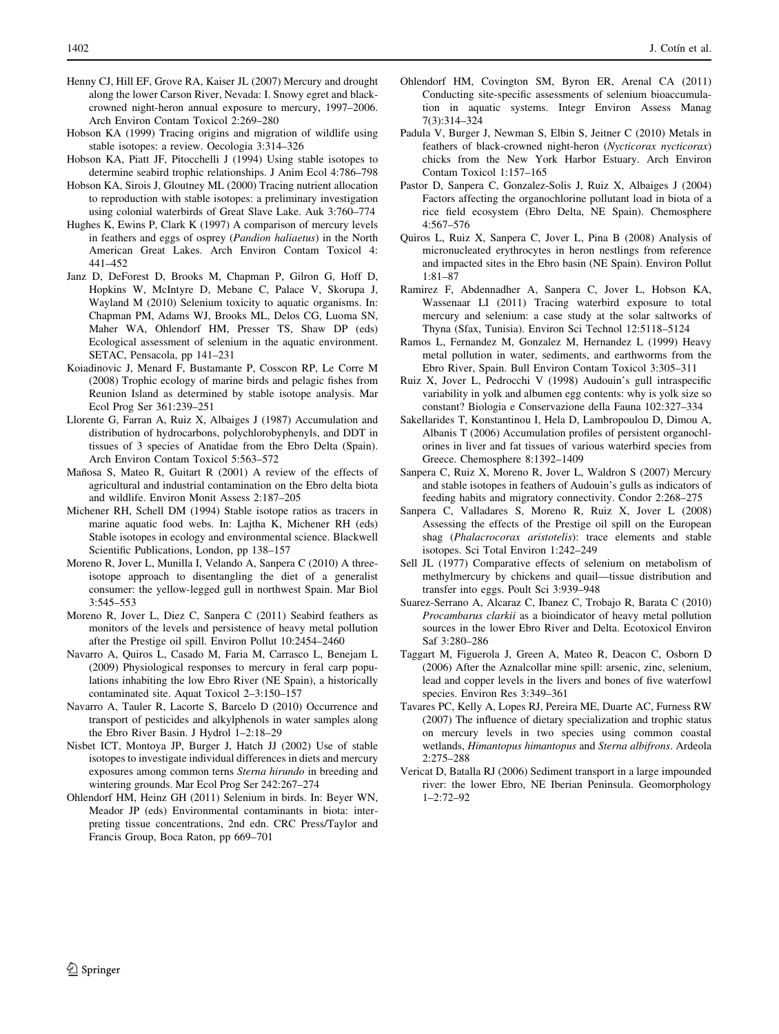Henny CJ, Hill EF, Grove RA, Kaiser JL (2007) Mercury and drought along the lower Carson River, Nevada: I. Snowy egret and black-crowned night-heron annual exposure to mercury, 1997–2006. Arch Environ Contam Toxicol 2:269–280

Hobson KA (1999) Tracing origins and migration of wildlife using stable isotopes: a review. Oecologia 3:314–326

Hobson KA, Piatt JF, Pitocchelli J (1994) Using stable isotopes to determine seabird trophic relationships. J Anim Ecol 4:786–798

Hobson KA, Sirois J, Gloutney ML (2000) Tracing nutrient allocation to reproduction with stable isotopes: a preliminary investigation using colonial waterbirds of Great Slave Lake. Auk 3:760–774

Hughes K, Ewins P, Clark K (1997) A comparison of mercury levels in feathers and eggs of osprey (*Pandion haliaetus*) in the North American Great Lakes. Arch Environ Contam Toxicol 4: 441–452

Janz D, DeForest D, Brooks M, Chapman P, Gilron G, Hoff D, Hopkins W, McIntyre D, Mebane C, Palace V, Skorupa J, Wayland M (2010) Selenium toxicity to aquatic organisms. In: Chapman PM, Adams WJ, Brooks ML, Delos CG, Luoma SN, Maher WA, Ohlendorf HM, Presser TS, Shaw DP (eds) Ecological assessment of selenium in the aquatic environment. SETAC, Pensacola, pp 141–231

Koiadinovic J, Menard F, Bustamante P, Cosscon RP, Le Corre M (2008) Trophic ecology of marine birds and pelagic fishes from Reunion Island as determined by stable isotope analysis. Mar Ecol Prog Ser 361:239–251

Llorente G, Farran A, Ruiz X, Albaiges J (1987) Accumulation and distribution of hydrocarbons, polychlorobyphenyls, and DDT in tissues of 3 species of Anatidae from the Ebro Delta (Spain). Arch Environ Contam Toxicol 5:563–572

Mañosa S, Mateo R, Guitart R (2001) A review of the effects of agricultural and industrial contamination on the Ebro delta biota and wildlife. Environ Monit Assess 2:187–205

Michener RH, Schell DM (1994) Stable isotope ratios as tracers in marine aquatic food webs. In: Lajtha K, Michener RH (eds) Stable isotopes in ecology and environmental science. Blackwell Scientific Publications, London, pp 138–157

Moreno R, Jover L, Munilla I, Velando A, Sanpera C (2010) A three-isotope approach to disentangling the diet of a generalist consumer: the yellow-legged gull in northwest Spain. Mar Biol 3:545–553

Moreno R, Jover L, Diez C, Sanpera C (2011) Seabird feathers as monitors of the levels and persistence of heavy metal pollution after the Prestige oil spill. Environ Pollut 10:2454–2460

Navarro A, Quiros L, Casado M, Faria M, Carrasco L, Benejam L (2009) Physiological responses to mercury in feral carp populations inhabiting the low Ebro River (NE Spain), a historically contaminated site. Aquat Toxicol 2–3:150–157

Navarro A, Tauler R, Lacorte S, Barcelo D (2010) Occurrence and transport of pesticides and alkylphenols in water samples along the Ebro River Basin. J Hydrol 1–2:18–29

Nisbet ICT, Montoya JP, Burger J, Hatch JJ (2002) Use of stable isotopes to investigate individual differences in diets and mercury exposures among common terns *Sterna hirundo* in breeding and wintering grounds. Mar Ecol Prog Ser 242:267–274

Ohlendorf HM, Heinz GH (2011) Selenium in birds. In: Beyer WN, Meador JP (eds) Environmental contaminants in biota: interpreting tissue concentrations, 2nd edn. CRC Press/Taylor and Francis Group, Boca Raton, pp 669–701

Ohlendorf HM, Covington SM, Byron ER, Arenal CA (2011) Conducting site-specific assessments of selenium bioaccumulation in aquatic systems. Integr Environ Assess Manag 7(3):314–324

Padula V, Burger J, Newman S, Elbin S, Jeitner C (2010) Metals in feathers of black-crowned night-heron (*Nycticorax nycticorax*) chicks from the New York Harbor Estuary. Arch Environ Contam Toxicol 1:157–165

Pastor D, Sanpera C, Gonzalez-Solis J, Ruiz X, Albaiges J (2004) Factors affecting the organochlorine pollutant load in biota of a rice field ecosystem (Ebro Delta, NE Spain). Chemosphere 4:567–576

Quiros L, Ruiz X, Sanpera C, Jover L, Pina B (2008) Analysis of micronucleated erythrocytes in heron nestlings from reference and impacted sites in the Ebro basin (NE Spain). Environ Pollut 1:81–87

Ramirez F, Abdennadher A, Sanpera C, Jover L, Hobson KA, Wassenaar LI (2011) Tracing waterbird exposure to total mercury and selenium: a case study at the solar saltworks of Thyna (Sfax, Tunisia). Environ Sci Technol 12:5118–5124

Ramos L, Fernandez M, Gonzalez M, Hernandez L (1999) Heavy metal pollution in water, sediments, and earthworms from the Ebro River, Spain. Bull Environ Contam Toxicol 3:305–311

Ruiz X, Jover L, Pedrocchi V (1998) Audouin's gull intraspecific variability in yolk and albumen egg contents: why is yolk size so constant? Biologia e Conservazione della Fauna 102:327–334

Sakellarides T, Konstantinou I, Hela D, Lambropoulou D, Dimou A, Albanis T (2006) Accumulation profiles of persistent organochlorines in liver and fat tissues of various waterbird species from Greece. Chemosphere 8:1392–1409

Sanpera C, Ruiz X, Moreno R, Jover L, Waldron S (2007) Mercury and stable isotopes in feathers of Audouin's gulls as indicators of feeding habits and migratory connectivity. Condor 2:268–275

Sanpera C, Valladares S, Moreno R, Ruiz X, Jover L (2008) Assessing the effects of the Prestige oil spill on the European shag (*Phalacrocorax aristotelis*): trace elements and stable isotopes. Sci Total Environ 1:242–249

Sell JL (1977) Comparative effects of selenium on metabolism of methylmercury by chickens and quail—tissue distribution and transfer into eggs. Poult Sci 3:939–948

Suarez-Serrano A, Alcaraz C, Ibanez C, Trobajo R, Barata C (2010) *Procambarus clarkii* as a bioindicator of heavy metal pollution sources in the lower Ebro River and Delta. Ecotoxicol Environ Saf 3:280–286

Taggart M, Figuerola J, Green A, Mateo R, Deacon C, Osborn D (2006) After the Aznalcollar mine spill: arsenic, zinc, selenium, lead and copper levels in the livers and bones of five waterfowl species. Environ Res 3:349–361

Tavares PC, Kelly A, Lopes RJ, Pereira ME, Duarte AC, Furness RW (2007) The influence of dietary specialization and trophic status on mercury levels in two species using common coastal wetlands, *Himantopus himantopus* and *Sterna albifrons*. Ardeola 2:275–288

Vericat D, Batalla RJ (2006) Sediment transport in a large impounded river: the lower Ebro, NE Iberian Peninsula. Geomorphology 1–2:72–92